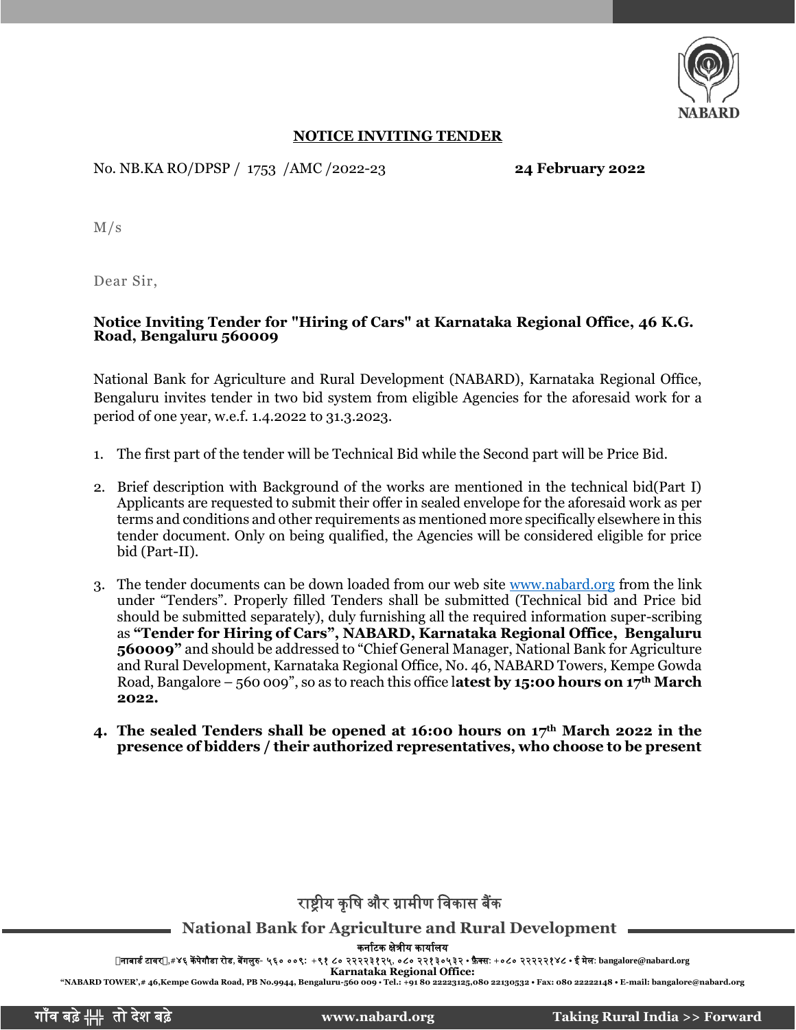## NOTICE INVITING TENDER

No. NB.KA RO/DPSP / 1753 /AMC /2022-23 **24 February 2022**

M/s

Dear Sir,

**Notice Inviting Tender for "Hiring of Cars" at Karnataka Regional Office, 46 K.G. Road, Bengaluru 560009**

National Bank for Agriculture and Rural Development (NABARD), Karnataka Regional Office, Bengaluru invites tender in two bid system from eligible Agencies for the aforesaid work for a period of one year, w.e.f. 1.4.2022 to 31.3.2023.

1. The first part of the tender will be Technical Bid while the Second part will be Price Bid.

2. Brief description with Background of the works are mentioned in the technical bid(Part I) Applicants are requested to submit their offer in sealed envelope for the aforesaid work as per terms and conditions and other requirements as mentioned more specifically elsewhere in this tender document. Only on being qualified, the Agencies will be considered eligible for price bid (Part-II).

3. The tender documents can be down loaded from our web site www.nabard.org from the link under "Tenders". Properly filled Tenders shall be submitted (Technical bid and Price bid should be submitted separately), duly furnishing all the required information super-scribing as **"Tender for Hiring of Cars", NABARD, Karnataka Regional Office, Bengaluru 560009"** and should be addressed to "Chief General Manager, National Bank for Agriculture and Rural Development, Karnataka Regional Office, No. 46, NABARD Towers, Kempe Gowda Road, Bangalore – 560 009", so as to reach this office l**atest by 15:00 hours on 17th March 2022.**

4. **The sealed Tenders shall be opened at 16:00 hours on 17th March 2022 in the presence of bidders / their authorized representatives, who choose to be present**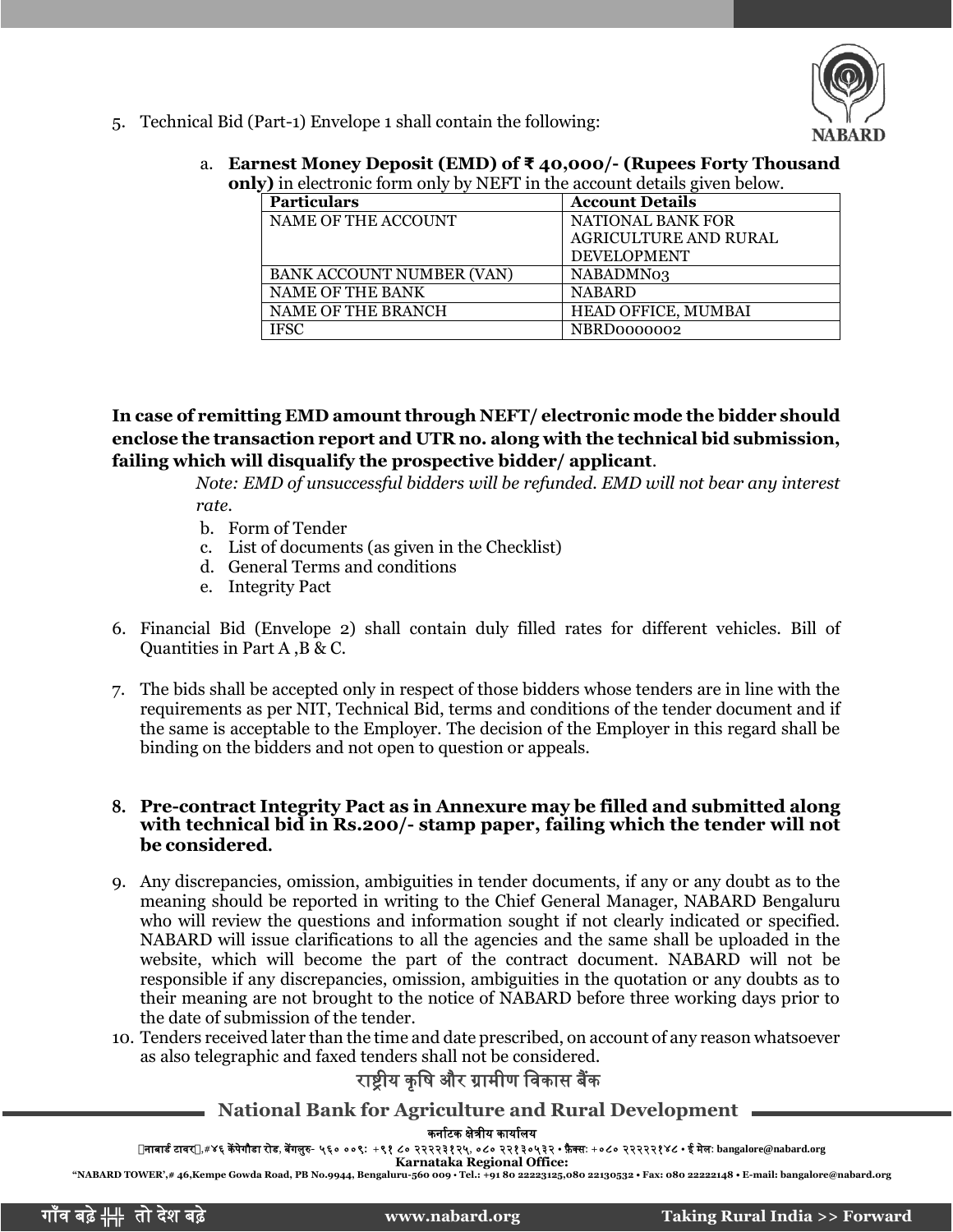5. Technical Bid (Part-1) Envelope 1 shall contain the following:

   a. **Earnest Money Deposit (EMD) of ₹ 40,000/- (Rupees Forty Thousand only)** in electronic form only by NEFT in the account details given below.

| Particulars | Account Details |
|---|---|
| NAME OF THE ACCOUNT | NATIONAL BANK FOR AGRICULTURE AND RURAL DEVELOPMENT |
| BANK ACCOUNT NUMBER (VAN) | NABADMN03 |
| NAME OF THE BANK | NABARD |
| NAME OF THE BRANCH | HEAD OFFICE, MUMBAI |
| IFSC | NBRD0000002 |

**In case of remitting EMD amount through NEFT/ electronic mode the bidder should enclose the transaction report and UTR no. along with the technical bid submission, failing which will disqualify the prospective bidder/ applicant**.

*Note: EMD of unsuccessful bidders will be refunded. EMD will not bear any interest rate.*

   b. Form of Tender
   c. List of documents (as given in the Checklist)
   d. General Terms and conditions
   e. Integrity Pact

6. Financial Bid (Envelope 2) shall contain duly filled rates for different vehicles. Bill of Quantities in Part A ,B & C.

7. The bids shall be accepted only in respect of those bidders whose tenders are in line with the requirements as per NIT, Technical Bid, terms and conditions of the tender document and if the same is acceptable to the Employer. The decision of the Employer in this regard shall be binding on the bidders and not open to question or appeals.

8. **Pre-contract Integrity Pact as in Annexure may be filled and submitted along with technical bid in Rs.200/- stamp paper, failing which the tender will not be considered.**

9. Any discrepancies, omission, ambiguities in tender documents, if any or any doubt as to the meaning should be reported in writing to the Chief General Manager, NABARD Bengaluru who will review the questions and information sought if not clearly indicated or specified. NABARD will issue clarifications to all the agencies and the same shall be uploaded in the website, which will become the part of the contract document. NABARD will not be responsible if any discrepancies, omission, ambiguities in the quotation or any doubts as to their meaning are not brought to the notice of NABARD before three working days prior to the date of submission of the tender.

10. Tenders received later than the time and date prescribed, on account of any reason whatsoever as also telegraphic and faxed tenders shall not be considered.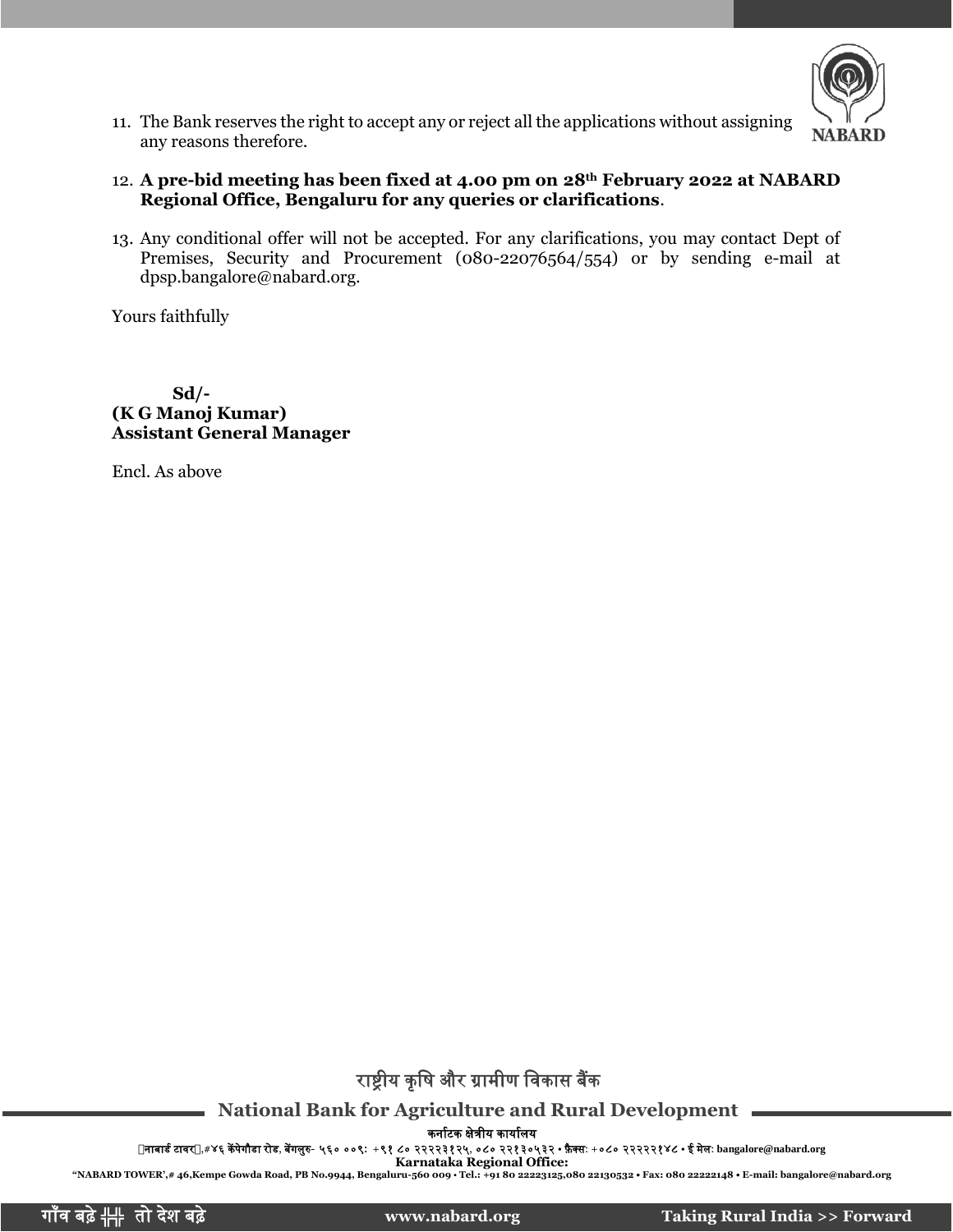11. The Bank reserves the right to accept any or reject all the applications without assigning any reasons therefore.

12. **A pre-bid meeting has been fixed at 4.00 pm on 28th February 2022 at NABARD Regional Office, Bengaluru for any queries or clarifications**.

13. Any conditional offer will not be accepted. For any clarifications, you may contact Dept of Premises, Security and Procurement (080-22076564/554) or by sending e-mail at dpsp.bangalore@nabard.org.

Yours faithfully

**Sd/-**
**(K G Manoj Kumar)**
**Assistant General Manager**

Encl. As above